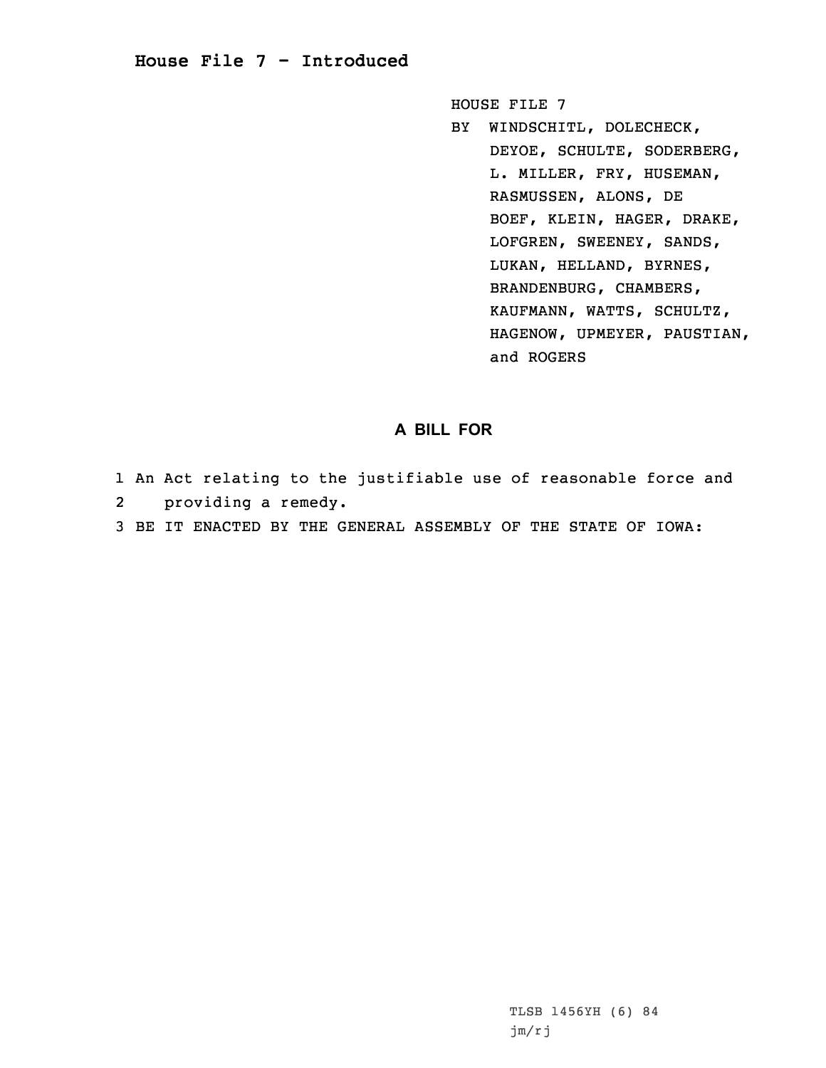# House File 7 - Introduced

HOUSE FILE 7
BY WINDSCHITL, DOLECHECK, DEYOE, SCHULTE, SODERBERG, L. MILLER, FRY, HUSEMAN, RASMUSSEN, ALONS, DE BOEF, KLEIN, HAGER, DRAKE, LOFGREN, SWEENEY, SANDS, LUKAN, HELLAND, BYRNES, BRANDENBURG, CHAMBERS, KAUFMANN, WATTS, SCHULTZ, HAGENOW, UPMEYER, PAUSTIAN, and ROGERS

## A BILL FOR

1 An Act relating to the justifiable use of reasonable force and
2 providing a remedy.
3 BE IT ENACTED BY THE GENERAL ASSEMBLY OF THE STATE OF IOWA:

TLSB 1456YH (6) 84
jm/rj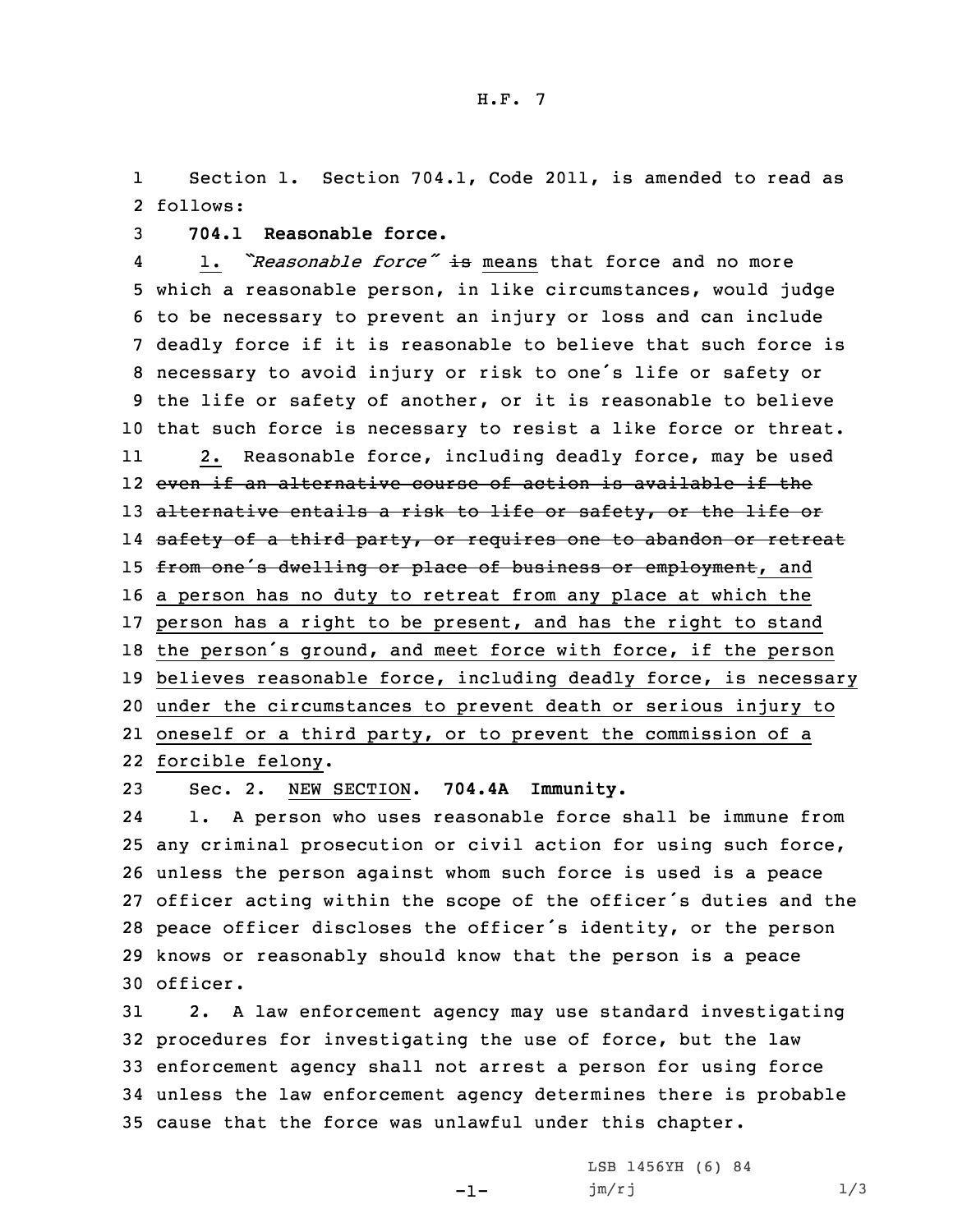Section 1. Section 704.1, Code 2011, is amended to read as follows:

**704.1 Reasonable force.**

1. *"Reasonable force"* ~~is~~ means that force and no more which a reasonable person, in like circumstances, would judge to be necessary to prevent an injury or loss and can include deadly force if it is reasonable to believe that such force is necessary to avoid injury or risk to one's life or safety or the life or safety of another, or it is reasonable to believe that such force is necessary to resist a like force or threat.

2. Reasonable force, including deadly force, may be used ~~even if an alternative course of action is available if the alternative entails a risk to life or safety, or the life or safety of a third party, or requires one to abandon or retreat from one's dwelling or place of business or employment~~, and a person has no duty to retreat from any place at which the person has a right to be present, and has the right to stand the person's ground, and meet force with force, if the person believes reasonable force, including deadly force, is necessary under the circumstances to prevent death or serious injury to oneself or a third party, or to prevent the commission of a forcible felony.

Sec. 2. NEW SECTION. **704.4A Immunity.**

1. A person who uses reasonable force shall be immune from any criminal prosecution or civil action for using such force, unless the person against whom such force is used is a peace officer acting within the scope of the officer's duties and the peace officer discloses the officer's identity, or the person knows or reasonably should know that the person is a peace officer.

2. A law enforcement agency may use standard investigating procedures for investigating the use of force, but the law enforcement agency shall not arrest a person for using force unless the law enforcement agency determines there is probable cause that the force was unlawful under this chapter.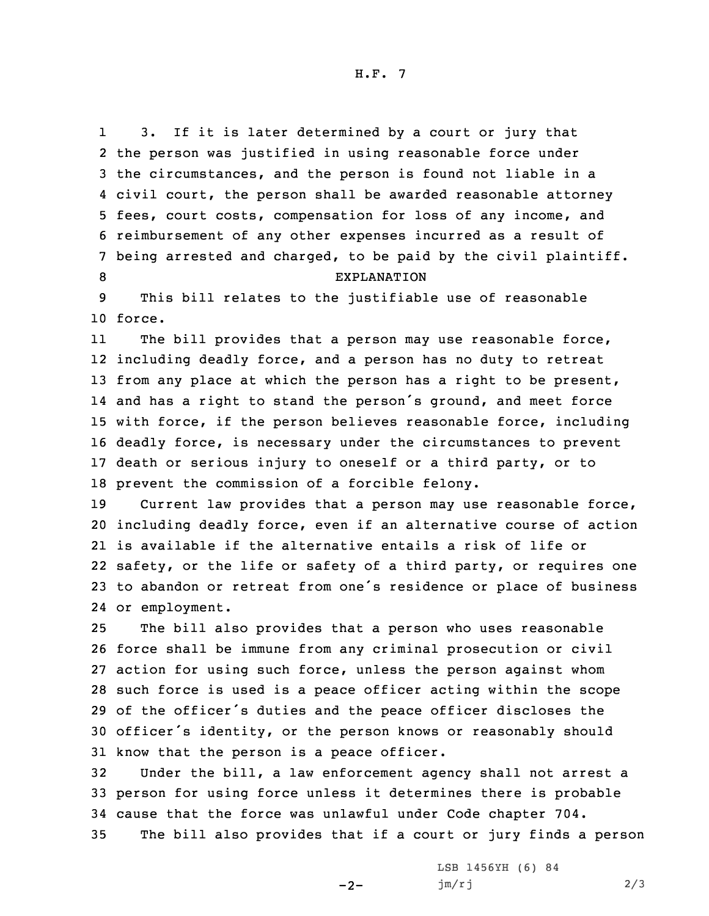3. If it is later determined by a court or jury that the person was justified in using reasonable force under the circumstances, and the person is found not liable in a civil court, the person shall be awarded reasonable attorney fees, court costs, compensation for loss of any income, and reimbursement of any other expenses incurred as a result of being arrested and charged, to be paid by the civil plaintiff.

EXPLANATION

This bill relates to the justifiable use of reasonable force.

The bill provides that a person may use reasonable force, including deadly force, and a person has no duty to retreat from any place at which the person has a right to be present, and has a right to stand the person's ground, and meet force with force, if the person believes reasonable force, including deadly force, is necessary under the circumstances to prevent death or serious injury to oneself or a third party, or to prevent the commission of a forcible felony.

Current law provides that a person may use reasonable force, including deadly force, even if an alternative course of action is available if the alternative entails a risk of life or safety, or the life or safety of a third party, or requires one to abandon or retreat from one's residence or place of business or employment.

The bill also provides that a person who uses reasonable force shall be immune from any criminal prosecution or civil action for using such force, unless the person against whom such force is used is a peace officer acting within the scope of the officer's duties and the peace officer discloses the officer's identity, or the person knows or reasonably should know that the person is a peace officer.

Under the bill, a law enforcement agency shall not arrest a person for using force unless it determines there is probable cause that the force was unlawful under Code chapter 704.

The bill also provides that if a court or jury finds a person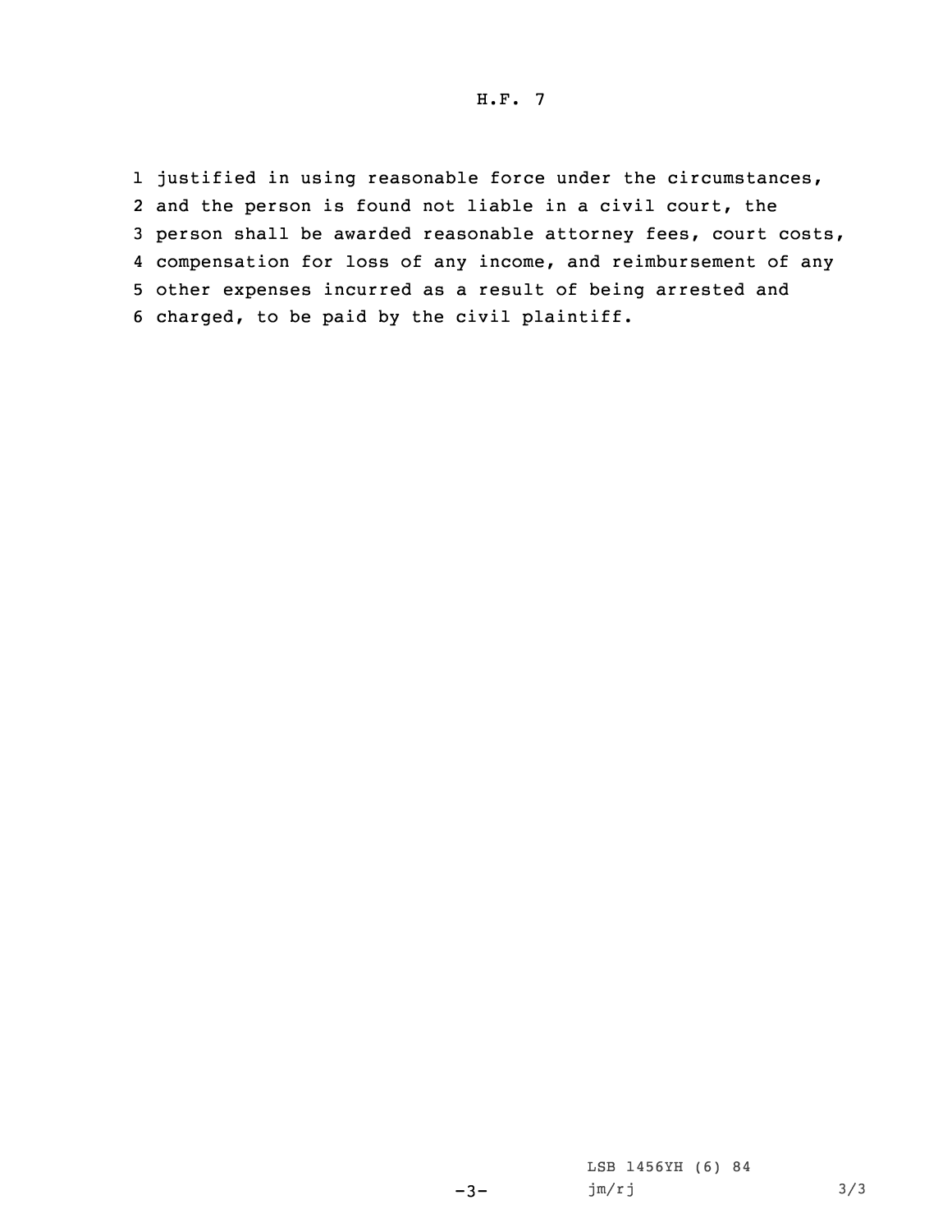1 justified in using reasonable force under the circumstances,
2 and the person is found not liable in a civil court, the
3 person shall be awarded reasonable attorney fees, court costs,
4 compensation for loss of any income, and reimbursement of any
5 other expenses incurred as a result of being arrested and
6 charged, to be paid by the civil plaintiff.